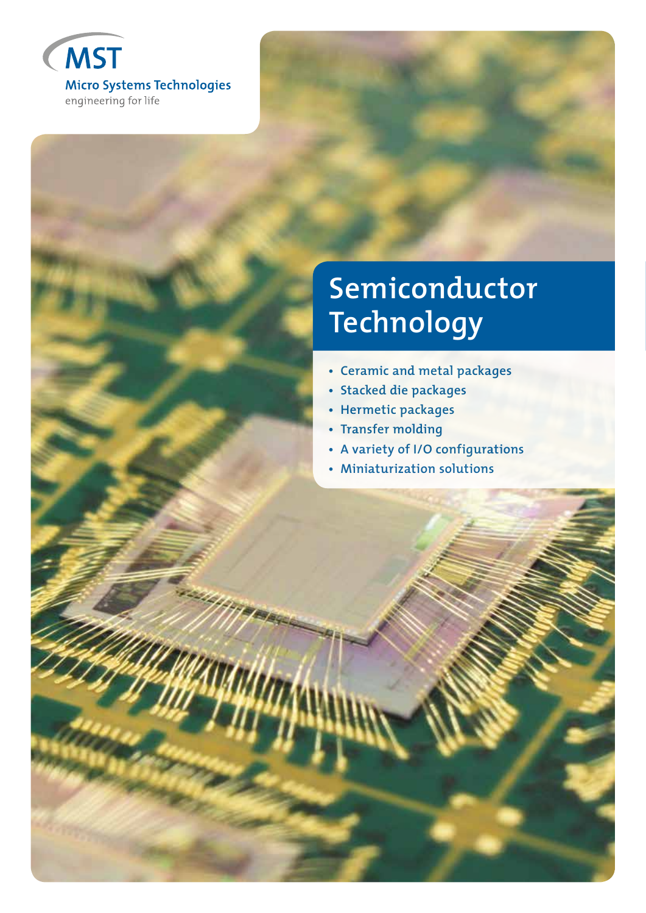MST

Micro Systems Technologies

engineering for life

# Semiconductor Technology

- Ceramic and metal packages
- Stacked die packages
- Hermetic packages
- Transfer molding
- A variety of I/O configurations
- Miniaturization solutions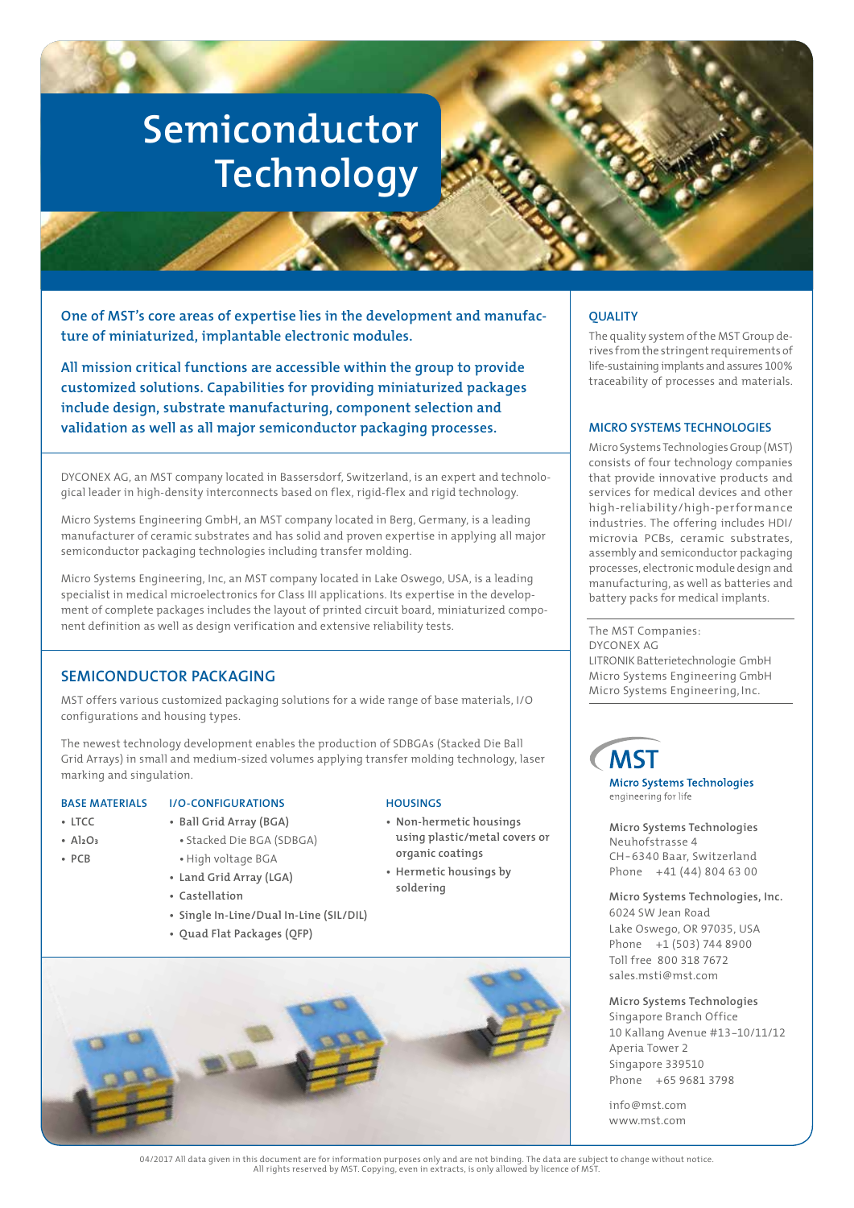# Semiconductor Technology

**One of MST's core areas of expertise lies in the development and manufacture of miniaturized, implantable electronic modules.**

**All mission critical functions are accessible within the group to provide customized solutions. Capabilities for providing miniaturized packages include design, substrate manufacturing, component selection and validation as well as all major semiconductor packaging processes.**

DYCONEX AG, an MST company located in Bassersdorf, Switzerland, is an expert and technological leader in high-density interconnects based on flex, rigid-flex and rigid technology.

Micro Systems Engineering GmbH, an MST company located in Berg, Germany, is a leading manufacturer of ceramic substrates and has solid and proven expertise in applying all major semiconductor packaging technologies including transfer molding.

Micro Systems Engineering, Inc, an MST company located in Lake Oswego, USA, is a leading specialist in medical microelectronics for Class III applications. Its expertise in the development of complete packages includes the layout of printed circuit board, miniaturized component definition as well as design verification and extensive reliability tests.

## SEMICONDUCTOR PACKAGING

MST offers various customized packaging solutions for a wide range of base materials, I/O configurations and housing types.

The newest technology development enables the production of SDBGAs (Stacked Die Ball Grid Arrays) in small and medium-sized volumes applying transfer molding technology, laser marking and singulation.

### BASE MATERIALS

- LTCC
- $Al_2O_3$
- PCB

### I/O-CONFIGURATIONS

- Ball Grid Array (BGA)
  - Stacked Die BGA (SDBGA)
  - High voltage BGA
- Land Grid Array (LGA)
- Castellation
- Single In-Line/Dual In-Line (SIL/DIL)
- Quad Flat Packages (QFP)

### HOUSINGS

- Non-hermetic housings using plastic/metal covers or organic coatings
- Hermetic housings by soldering

## QUALITY

The quality system of the MST Group derives from the stringent requirements of life-sustaining implants and assures 100% traceability of processes and materials.

## MICRO SYSTEMS TECHNOLOGIES

Micro Systems Technologies Group (MST) consists of four technology companies that provide innovative products and services for medical devices and other high-reliability/high-performance industries. The offering includes HDI/microvia PCBs, ceramic substrates, assembly and semiconductor packaging processes, electronic module design and manufacturing, as well as batteries and battery packs for medical implants.

The MST Companies:
DYCONEX AG
LITRONIK Batterietechnologie GmbH
Micro Systems Engineering GmbH
Micro Systems Engineering, Inc.

MST
Micro Systems Technologies
engineering for life

**Micro Systems Technologies**
Neuhofstrasse 4
CH-6340 Baar, Switzerland
Phone +41 (44) 804 63 00

**Micro Systems Technologies, Inc.**
6024 SW Jean Road
Lake Oswego, OR 97035, USA
Phone +1 (503) 744 8900
Toll free 800 318 7672
sales.msti@mst.com

**Micro Systems Technologies**
Singapore Branch Office
10 Kallang Avenue #13–10/11/12
Aperia Tower 2
Singapore 339510
Phone +65 9681 3798

info@mst.com
www.mst.com

04/2017 All data given in this document are for information purposes only and are not binding. The data are subject to change without notice. All rights reserved by MST. Copying, even in extracts, is only allowed by licence of MST.